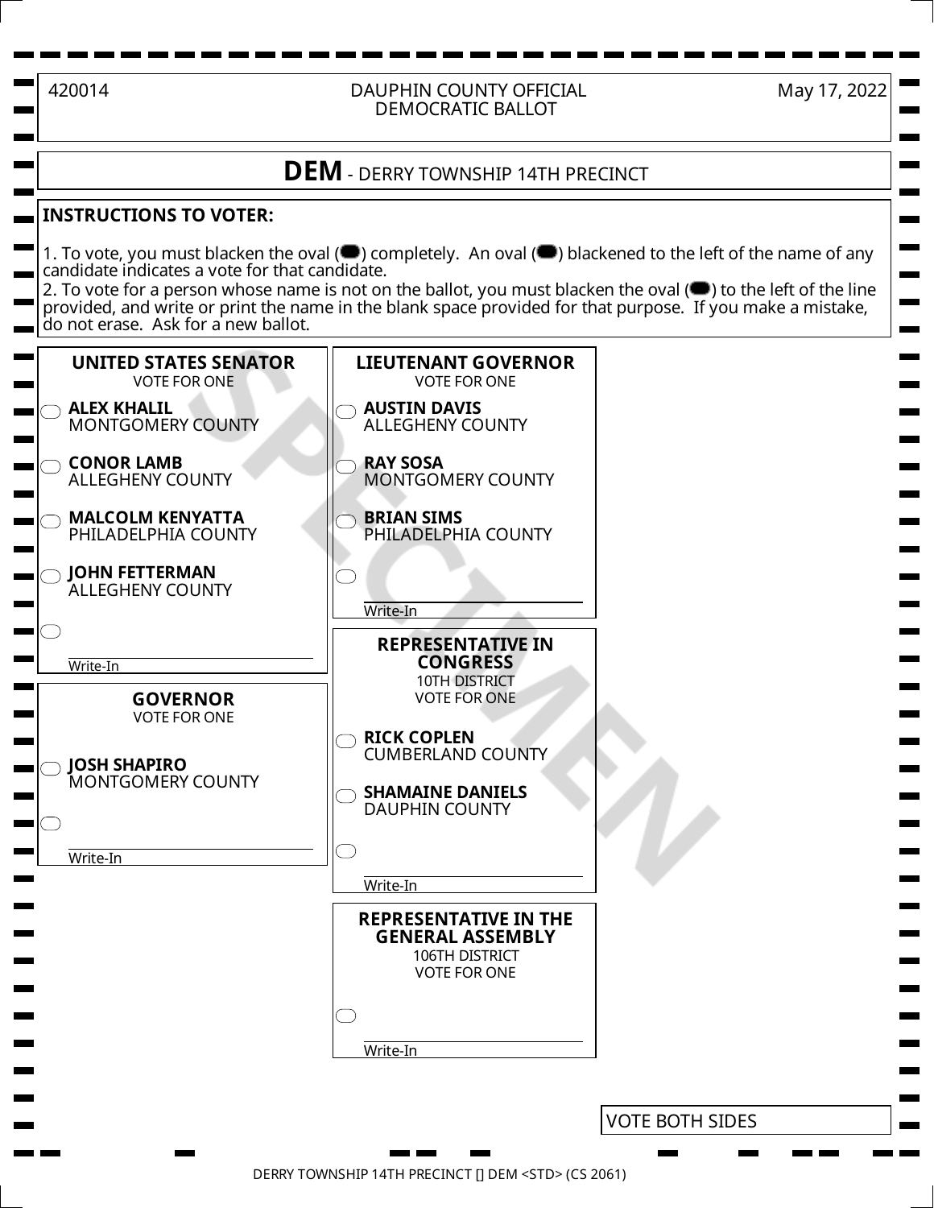420014

DAUPHIN COUNTY OFFICIAL
DEMOCRATIC BALLOT

May 17, 2022

# DEM - DERRY TOWNSHIP 14TH PRECINCT

**INSTRUCTIONS TO VOTER:**

1. To vote, you must blacken the oval (⬬) completely. An oval (⬬) blackened to the left of the name of any candidate indicates a vote for that candidate.
2. To vote for a person whose name is not on the ballot, you must blacken the oval (⬬) to the left of the line provided, and write or print the name in the blank space provided for that purpose. If you make a mistake, do not erase. Ask for a new ballot.

## UNITED STATES SENATOR
VOTE FOR ONE

- ⬭ **ALEX KHALIL**
  MONTGOMERY COUNTY
- ⬭ **CONOR LAMB**
  ALLEGHENY COUNTY
- ⬭ **MALCOLM KENYATTA**
  PHILADELPHIA COUNTY
- ⬭ **JOHN FETTERMAN**
  ALLEGHENY COUNTY
- ⬭ ____________________
  Write-In

## GOVERNOR
VOTE FOR ONE

- ⬭ **JOSH SHAPIRO**
  MONTGOMERY COUNTY
- ⬭ ____________________
  Write-In

## LIEUTENANT GOVERNOR
VOTE FOR ONE

- ⬭ **AUSTIN DAVIS**
  ALLEGHENY COUNTY
- ⬭ **RAY SOSA**
  MONTGOMERY COUNTY
- ⬭ **BRIAN SIMS**
  PHILADELPHIA COUNTY
- ⬭ ____________________
  Write-In

## REPRESENTATIVE IN CONGRESS
10TH DISTRICT
VOTE FOR ONE

- ⬭ **RICK COPLEN**
  CUMBERLAND COUNTY
- ⬭ **SHAMAINE DANIELS**
  DAUPHIN COUNTY
- ⬭ ____________________
  Write-In

## REPRESENTATIVE IN THE GENERAL ASSEMBLY
106TH DISTRICT
VOTE FOR ONE

- ⬭ ____________________
  Write-In

VOTE BOTH SIDES

DERRY TOWNSHIP 14TH PRECINCT [] DEM <STD> (CS 2061)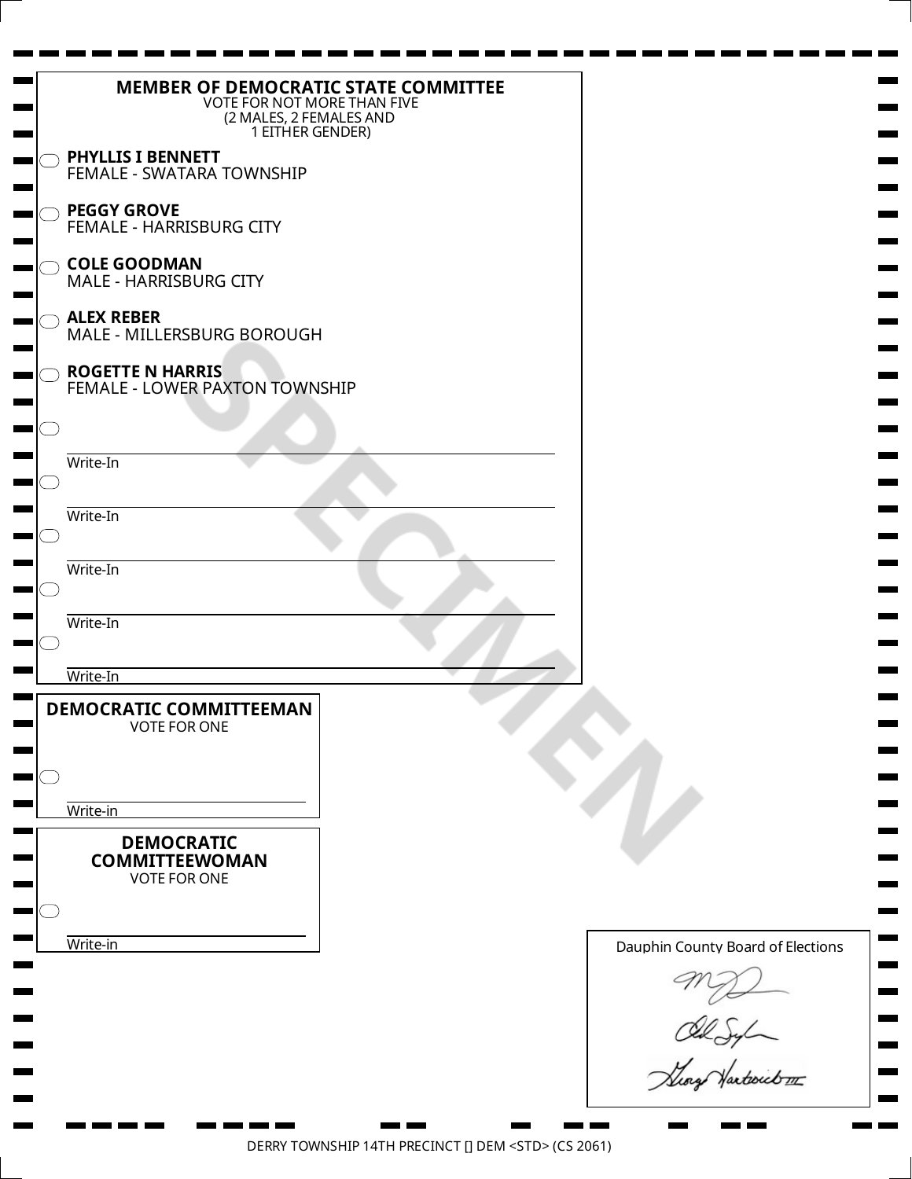## MEMBER OF DEMOCRATIC STATE COMMITTEE

VOTE FOR NOT MORE THAN FIVE
(2 MALES, 2 FEMALES AND
1 EITHER GENDER)

- ⬭ **PHYLLIS I BENNETT**
  FEMALE - SWATARA TOWNSHIP
- ⬭ **PEGGY GROVE**
  FEMALE - HARRISBURG CITY
- ⬭ **COLE GOODMAN**
  MALE - HARRISBURG CITY
- ⬭ **ALEX REBER**
  MALE - MILLERSBURG BOROUGH
- ⬭ **ROGETTE N HARRIS**
  FEMALE - LOWER PAXTON TOWNSHIP
- ⬭ Write-In
- ⬭ Write-In
- ⬭ Write-In
- ⬭ Write-In
- ⬭ Write-In

## DEMOCRATIC COMMITTEEMAN

VOTE FOR ONE

- ⬭ Write-in

## DEMOCRATIC COMMITTEEWOMAN

VOTE FOR ONE

- ⬭ Write-in

SPECIMEN

Dauphin County Board of Elections

DERRY TOWNSHIP 14TH PRECINCT [] DEM <STD> (CS 2061)